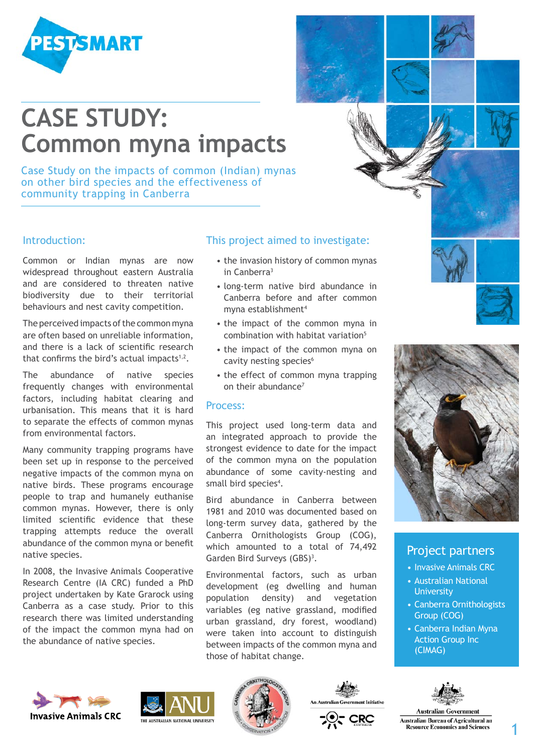# CASE STUDY: Common myna impacts

Case Study on the impacts of common (Indian) mynas on other bird species and the effectiveness of community trapping in Canberra

## Introduction:

Common or Indian mynas are now widespread throughout eastern Australia and are considered to threaten native biodiversity due to their territorial behaviours and nest cavity competition.

The perceived impacts of the common myna are often based on unreliable information, and there is a lack of scientific research that confirms the bird's actual impacts[1,2].

The abundance of native species frequently changes with environmental factors, including habitat clearing and urbanisation. This means that it is hard to separate the effects of common mynas from environmental factors.

Many community trapping programs have been set up in response to the perceived negative impacts of the common myna on native birds. These programs encourage people to trap and humanely euthanise common mynas. However, there is only limited scientific evidence that these trapping attempts reduce the overall abundance of the common myna or benefit native species.

In 2008, the Invasive Animals Cooperative Research Centre (IA CRC) funded a PhD project undertaken by Kate Grarock using Canberra as a case study. Prior to this research there was limited understanding of the impact the common myna had on the abundance of native species.

## This project aimed to investigate:

- the invasion history of common mynas in Canberra[3]
- long-term native bird abundance in Canberra before and after common myna establishment[4]
- the impact of the common myna in combination with habitat variation[5]
- the impact of the common myna on cavity nesting species[6]
- the effect of common myna trapping on their abundance[7]

## Process:

This project used long-term data and an integrated approach to provide the strongest evidence to date for the impact of the common myna on the population abundance of some cavity-nesting and small bird species[4].

Bird abundance in Canberra between 1981 and 2010 was documented based on long-term survey data, gathered by the Canberra Ornithologists Group (COG), which amounted to a total of 74,492 Garden Bird Surveys (GBS)[3].

Environmental factors, such as urban development (eg dwelling and human population density) and vegetation variables (eg native grassland, modified urban grassland, dry forest, woodland) were taken into account to distinguish between impacts of the common myna and those of habitat change.

## Project partners

- Invasive Animals CRC
- Australian National University
- Canberra Ornithologists Group (COG)
- Canberra Indian Myna Action Group Inc (CIMAG)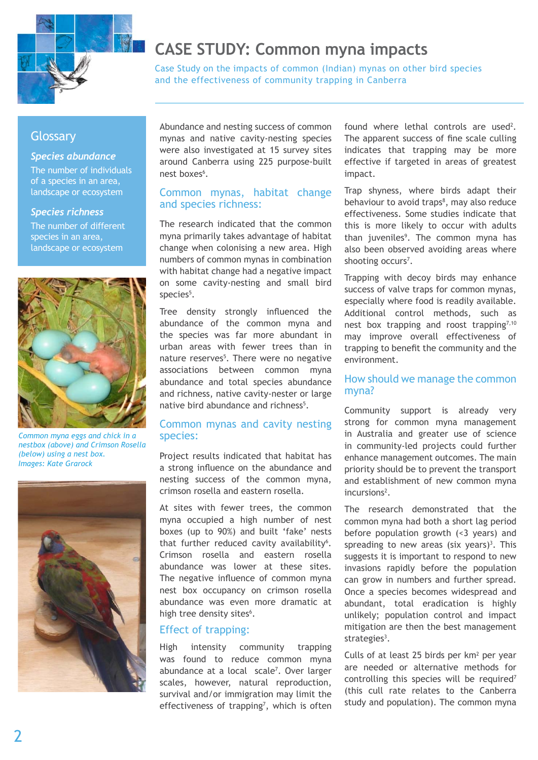# CASE STUDY: Common myna impacts

Case Study on the impacts of common (Indian) mynas on other bird species and the effectiveness of community trapping in Canberra

## Glossary

***Species abundance***

The number of individuals of a species in an area, landscape or ecosystem

***Species richness***

The number of different species in an area, landscape or ecosystem

*Common myna eggs and chick in a nestbox (above) and Crimson Rosella (below) using a nest box. Images: Kate Grarock*

Abundance and nesting success of common mynas and native cavity-nesting species were also investigated at 15 survey sites around Canberra using 225 purpose-built nest boxes[6].

## Common mynas, habitat change and species richness:

The research indicated that the common myna primarily takes advantage of habitat change when colonising a new area. High numbers of common mynas in combination with habitat change had a negative impact on some cavity-nesting and small bird species[5].

Tree density strongly influenced the abundance of the common myna and the species was far more abundant in urban areas with fewer trees than in nature reserves[5]. There were no negative associations between common myna abundance and total species abundance and richness, native cavity-nester or large native bird abundance and richness[5].

## Common mynas and cavity nesting species:

Project results indicated that habitat has a strong influence on the abundance and nesting success of the common myna, crimson rosella and eastern rosella.

At sites with fewer trees, the common myna occupied a high number of nest boxes (up to 90%) and built 'fake' nests that further reduced cavity availability[6]. Crimson rosella and eastern rosella abundance was lower at these sites. The negative influence of common myna nest box occupancy on crimson rosella abundance was even more dramatic at high tree density sites[6].

## Effect of trapping:

High intensity community trapping was found to reduce common myna abundance at a local scale[7]. Over larger scales, however, natural reproduction, survival and/or immigration may limit the effectiveness of trapping[7], which is often found where lethal controls are used[2]. The apparent success of fine scale culling indicates that trapping may be more effective if targeted in areas of greatest impact.

Trap shyness, where birds adapt their behaviour to avoid traps[8], may also reduce effectiveness. Some studies indicate that this is more likely to occur with adults than juveniles[9]. The common myna has also been observed avoiding areas where shooting occurs[7].

Trapping with decoy birds may enhance success of valve traps for common mynas, especially where food is readily available. Additional control methods, such as nest box trapping and roost trapping[7,10] may improve overall effectiveness of trapping to benefit the community and the environment.

## How should we manage the common myna?

Community support is already very strong for common myna management in Australia and greater use of science in community-led projects could further enhance management outcomes. The main priority should be to prevent the transport and establishment of new common myna incursions[2].

The research demonstrated that the common myna had both a short lag period before population growth (<3 years) and spreading to new areas (six years)[3]. This suggests it is important to respond to new invasions rapidly before the population can grow in numbers and further spread. Once a species becomes widespread and abundant, total eradication is highly unlikely; population control and impact mitigation are then the best management strategies[3].

Culls of at least 25 birds per km$^2$ per year are needed or alternative methods for controlling this species will be required[7] (this cull rate relates to the Canberra study and population). The common myna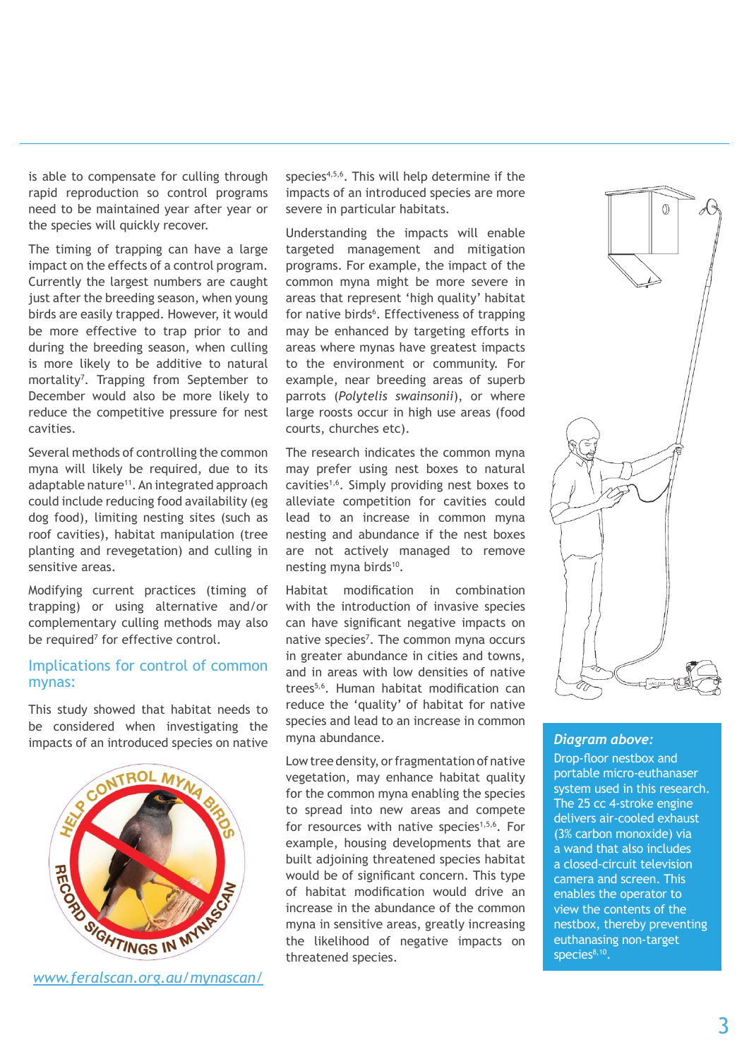is able to compensate for culling through rapid reproduction so control programs need to be maintained year after year or the species will quickly recover.

The timing of trapping can have a large impact on the effects of a control program. Currently the largest numbers are caught just after the breeding season, when young birds are easily trapped. However, it would be more effective to trap prior to and during the breeding season, when culling is more likely to be additive to natural mortality[7]. Trapping from September to December would also be more likely to reduce the competitive pressure for nest cavities.

Several methods of controlling the common myna will likely be required, due to its adaptable nature[11]. An integrated approach could include reducing food availability (eg dog food), limiting nesting sites (such as roof cavities), habitat manipulation (tree planting and revegetation) and culling in sensitive areas.

Modifying current practices (timing of trapping) or using alternative and/or complementary culling methods may also be required[7] for effective control.

## Implications for control of common mynas:

This study showed that habitat needs to be considered when investigating the impacts of an introduced species on native species[4,5,6]. This will help determine if the impacts of an introduced species are more severe in particular habitats.

Understanding the impacts will enable targeted management and mitigation programs. For example, the impact of the common myna might be more severe in areas that represent 'high quality' habitat for native birds[6]. Effectiveness of trapping may be enhanced by targeting efforts in areas where mynas have greatest impacts to the environment or community. For example, near breeding areas of superb parrots (*Polytelis swainsonii*), or where large roosts occur in high use areas (food courts, churches etc).

The research indicates the common myna may prefer using nest boxes to natural cavities[1,6]. Simply providing nest boxes to alleviate competition for cavities could lead to an increase in common myna nesting and abundance if the nest boxes are not actively managed to remove nesting myna birds[10].

Habitat modification in combination with the introduction of invasive species can have significant negative impacts on native species[7]. The common myna occurs in greater abundance in cities and towns, and in areas with low densities of native trees[5,6]. Human habitat modification can reduce the 'quality' of habitat for native species and lead to an increase in common myna abundance.

Low tree density, or fragmentation of native vegetation, may enhance habitat quality for the common myna enabling the species to spread into new areas and compete for resources with native species[1,5,6]. For example, housing developments that are built adjoining threatened species habitat would be of significant concern. This type of habitat modification would drive an increase in the abundance of the common myna in sensitive areas, greatly increasing the likelihood of negative impacts on threatened species.

HELP CONTROL MYNA BIRDS – RECORD SIGHTINGS IN MYNASCAN

[www.feralscan.org.au/mynascan/](http://www.feralscan.org.au/mynascan/)

***Diagram above:***
Drop-floor nestbox and portable micro-euthanaser system used in this research. The 25 cc 4-stroke engine delivers air-cooled exhaust (3% carbon monoxide) via a wand that also includes a closed-circuit television camera and screen. This enables the operator to view the contents of the nestbox, thereby preventing euthanasing non-target species[8,10].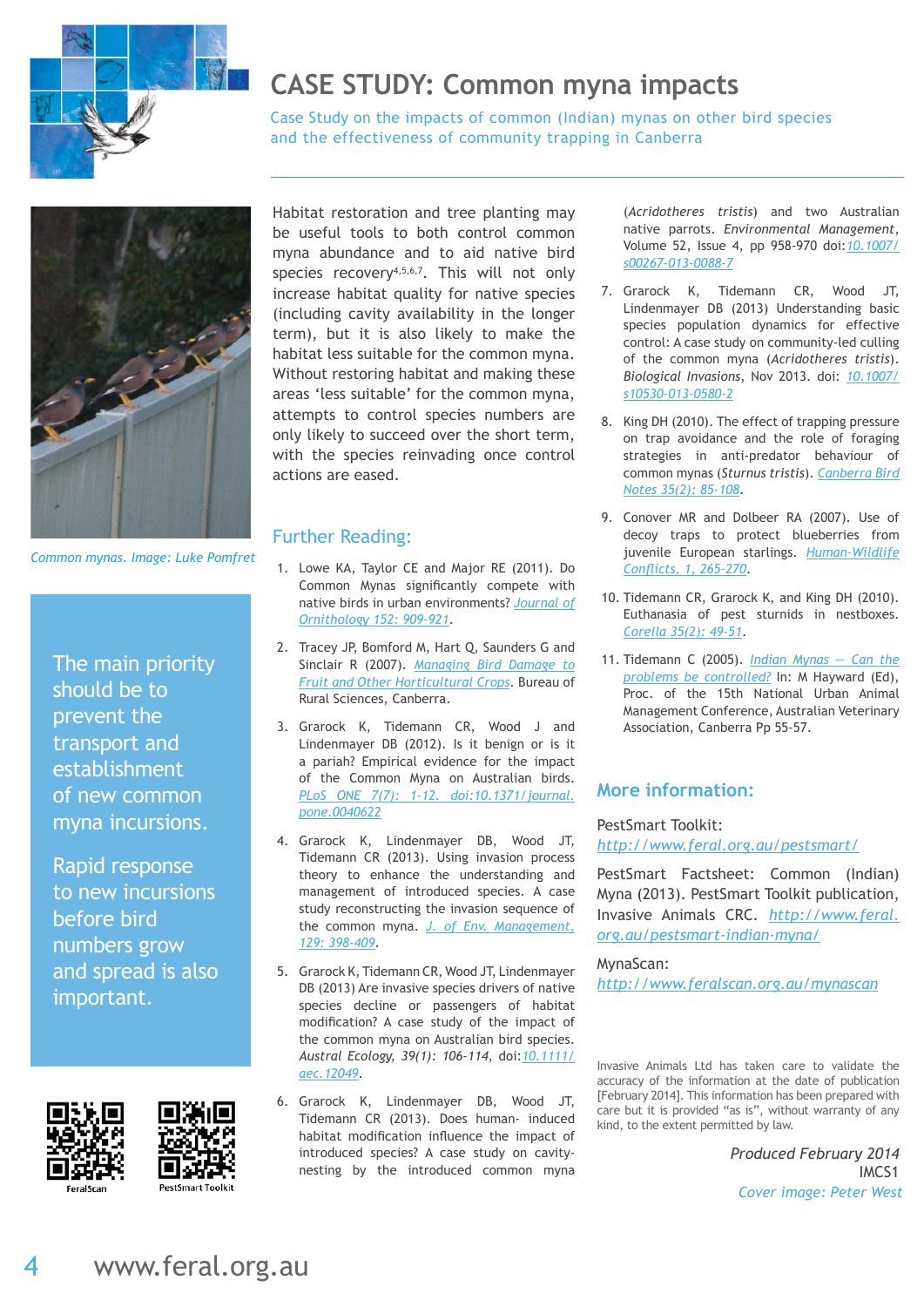# CASE STUDY: Common myna impacts

Case Study on the impacts of common (Indian) mynas on other bird species and the effectiveness of community trapping in Canberra

Common mynas. Image: Luke Pomfret

The main priority should be to prevent the transport and establishment of new common myna incursions.

Rapid response to new incursions before bird numbers grow and spread is also important.

FeralScan

PestSmart Toolkit

Habitat restoration and tree planting may be useful tools to both control common myna abundance and to aid native bird species recovery[4,5,6,7]. This will not only increase habitat quality for native species (including cavity availability in the longer term), but it is also likely to make the habitat less suitable for the common myna. Without restoring habitat and making these areas 'less suitable' for the common myna, attempts to control species numbers are only likely to succeed over the short term, with the species reinvading once control actions are eased.

## Further Reading:

1. Lowe KA, Taylor CE and Major RE (2011). Do Common Mynas significantly compete with native birds in urban environments? Journal of Ornithology 152: 909-921.
2. Tracey JP, Bomford M, Hart Q, Saunders G and Sinclair R (2007). Managing Bird Damage to Fruit and Other Horticultural Crops. Bureau of Rural Sciences, Canberra.
3. Grarock K, Tidemann CR, Wood J and Lindenmayer DB (2012). Is it benign or is it a pariah? Empirical evidence for the impact of the Common Myna on Australian birds. PLoS ONE 7(7): 1-12. doi:10.1371/journal.pone.0040622
4. Grarock K, Lindenmayer DB, Wood JT, Tidemann CR (2013). Using invasion process theory to enhance the understanding and management of introduced species. A case study reconstructing the invasion sequence of the common myna. J. of Env. Management, 129: 398-409.
5. Grarock K, Tidemann CR, Wood JT, Lindenmayer DB (2013) Are invasive species drivers of native species decline or passengers of habitat modification? A case study of the impact of the common myna on Australian bird species. *Austral Ecology*, 39(1): 106-114, doi:10.1111/aec.12049.
6. Grarock K, Lindenmayer DB, Wood JT, Tidemann CR (2013). Does human- induced habitat modification influence the impact of introduced species? A case study on cavity-nesting by the introduced common myna (*Acridotheres tristis*) and two Australian native parrots. *Environmental Management*, Volume 52, Issue 4, pp 958-970 doi:10.1007/s00267-013-0088-7
7. Grarock K, Tidemann CR, Wood JT, Lindenmayer DB (2013) Understanding basic species population dynamics for effective control: A case study on community-led culling of the common myna (*Acridotheres tristis*). *Biological Invasions*, Nov 2013. doi: 10.1007/s10530-013-0580-2
8. King DH (2010). The effect of trapping pressure on trap avoidance and the role of foraging strategies in anti-predator behaviour of common mynas (*Sturnus tristis*). Canberra Bird Notes 35(2): 85-108.
9. Conover MR and Dolbeer RA (2007). Use of decoy traps to protect blueberries from juvenile European starlings. Human-Wildlife Conflicts, 1, 265-270.
10. Tidemann CR, Grarock K, and King DH (2010). Euthanasia of pest sturnids in nestboxes. Corella 35(2): 49-51.
11. Tidemann C (2005). Indian Mynas – Can the problems be controlled? In: M Hayward (Ed), Proc. of the 15th National Urban Animal Management Conference, Australian Veterinary Association, Canberra Pp 55-57.

## More information:

PestSmart Toolkit:
http://www.feral.org.au/pestsmart/

PestSmart Factsheet: Common (Indian) Myna (2013). PestSmart Toolkit publication, Invasive Animals CRC. http://www.feral.org.au/pestsmart-indian-myna/

MynaScan:
http://www.feralscan.org.au/mynascan

Invasive Animals Ltd has taken care to validate the accuracy of the information at the date of publication [February 2014]. This information has been prepared with care but it is provided "as is", without warranty of any kind, to the extent permitted by law.

*Produced February 2014*

IMCS1

Cover image: Peter West